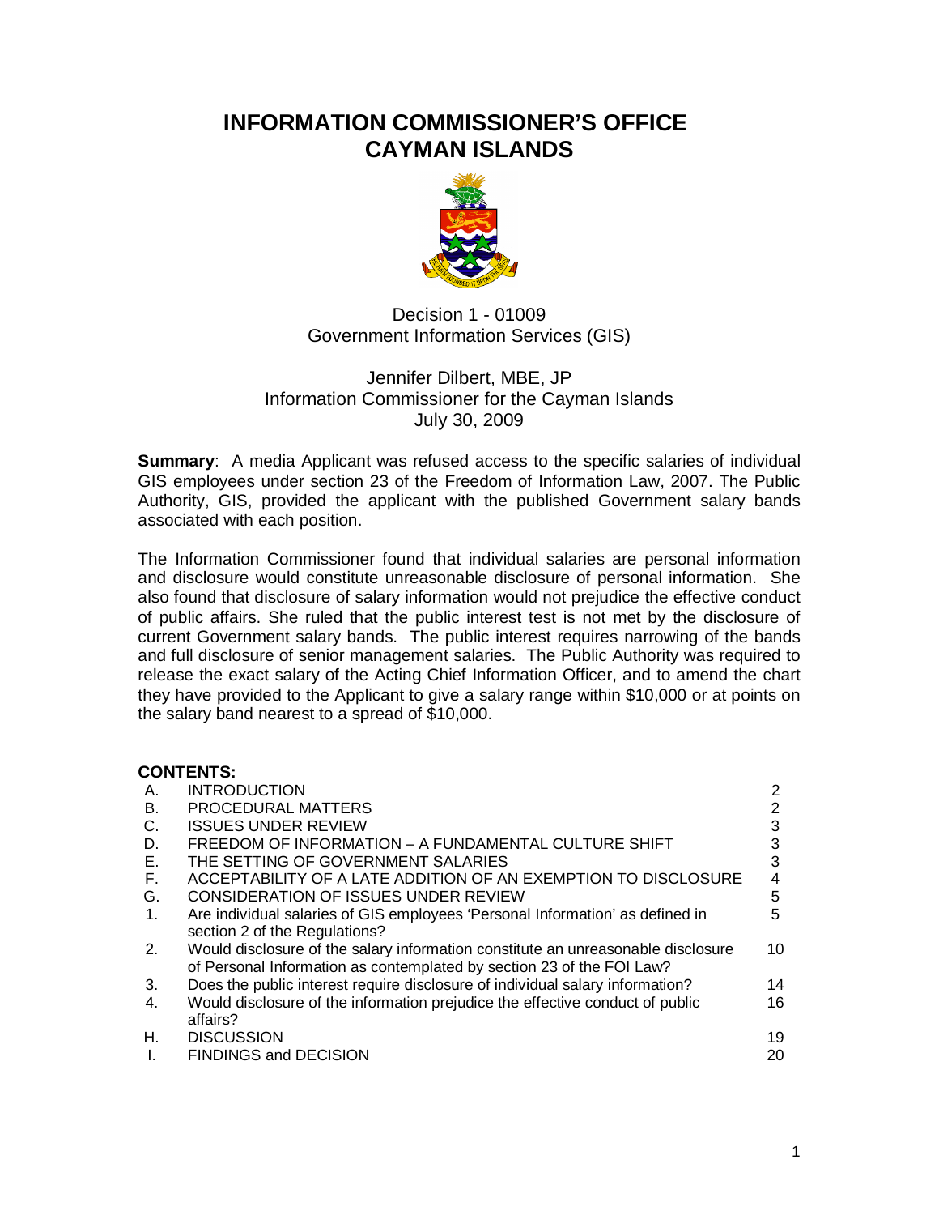# INFORMATION COMMISSIONER'S OFFICE CAYMAN ISLANDS

Decision 1 - 01009
Government Information Services (GIS)

Jennifer Dilbert, MBE, JP
Information Commissioner for the Cayman Islands
July 30, 2009

**Summary**: A media Applicant was refused access to the specific salaries of individual GIS employees under section 23 of the Freedom of Information Law, 2007. The Public Authority, GIS, provided the applicant with the published Government salary bands associated with each position.

The Information Commissioner found that individual salaries are personal information and disclosure would constitute unreasonable disclosure of personal information. She also found that disclosure of salary information would not prejudice the effective conduct of public affairs. She ruled that the public interest test is not met by the disclosure of current Government salary bands. The public interest requires narrowing of the bands and full disclosure of senior management salaries. The Public Authority was required to release the exact salary of the Acting Chief Information Officer, and to amend the chart they have provided to the Applicant to give a salary range within $10,000 or at points on the salary band nearest to a spread of $10,000.

**CONTENTS:**

| | | |
|---|---|---|
| A. | INTRODUCTION | 2 |
| B. | PROCEDURAL MATTERS | 2 |
| C. | ISSUES UNDER REVIEW | 3 |
| D. | FREEDOM OF INFORMATION – A FUNDAMENTAL CULTURE SHIFT | 3 |
| E. | THE SETTING OF GOVERNMENT SALARIES | 3 |
| F. | ACCEPTABILITY OF A LATE ADDITION OF AN EXEMPTION TO DISCLOSURE | 4 |
| G. | CONSIDERATION OF ISSUES UNDER REVIEW | 5 |
| 1. | Are individual salaries of GIS employees 'Personal Information' as defined in section 2 of the Regulations? | 5 |
| 2. | Would disclosure of the salary information constitute an unreasonable disclosure of Personal Information as contemplated by section 23 of the FOI Law? | 10 |
| 3. | Does the public interest require disclosure of individual salary information? | 14 |
| 4. | Would disclosure of the information prejudice the effective conduct of public affairs? | 16 |
| H. | DISCUSSION | 19 |
| I. | FINDINGS and DECISION | 20 |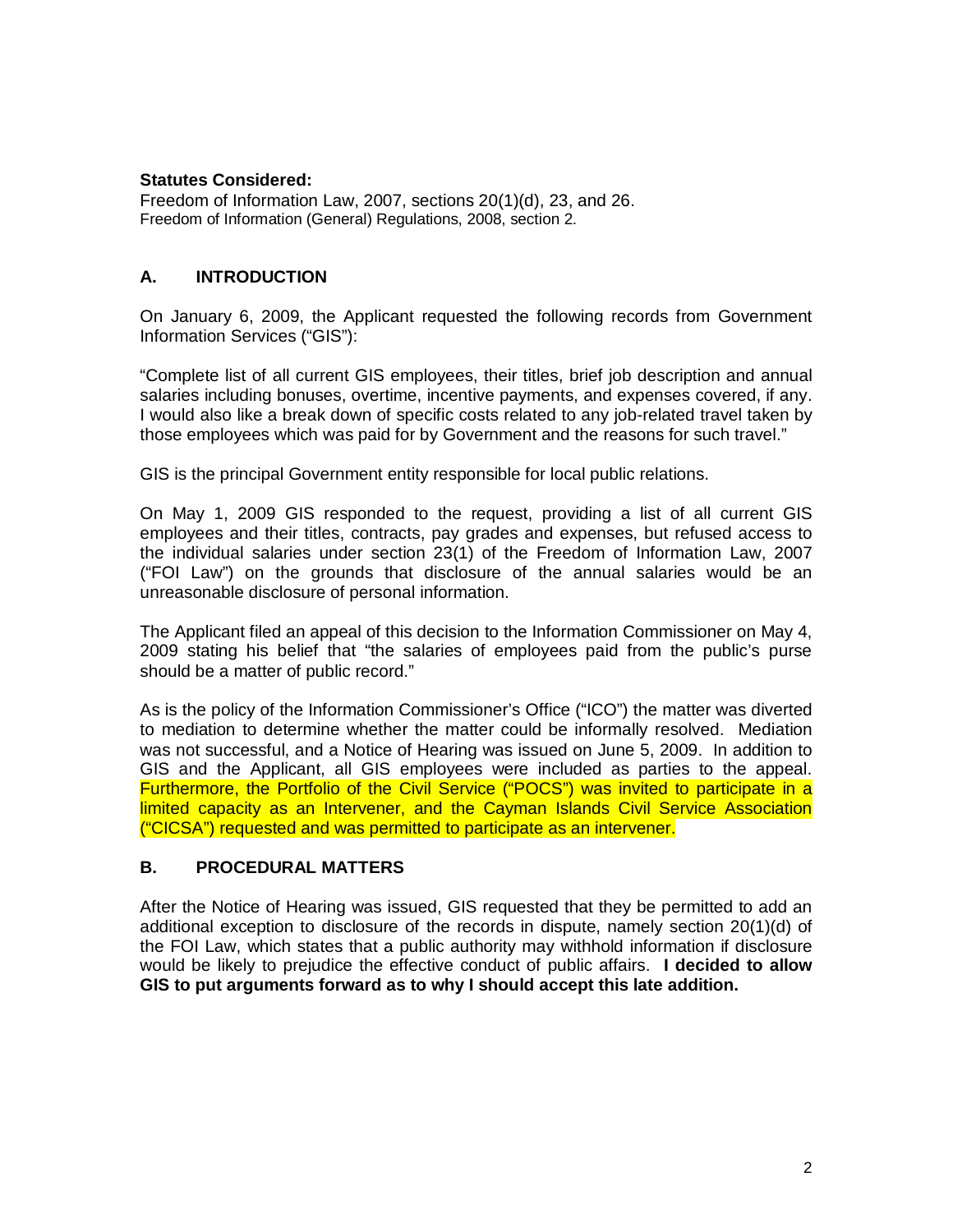**Statutes Considered:**
Freedom of Information Law, 2007, sections 20(1)(d), 23, and 26.
Freedom of Information (General) Regulations, 2008, section 2.

## A. INTRODUCTION

On January 6, 2009, the Applicant requested the following records from Government Information Services ("GIS"):

"Complete list of all current GIS employees, their titles, brief job description and annual salaries including bonuses, overtime, incentive payments, and expenses covered, if any. I would also like a break down of specific costs related to any job-related travel taken by those employees which was paid for by Government and the reasons for such travel."

GIS is the principal Government entity responsible for local public relations.

On May 1, 2009 GIS responded to the request, providing a list of all current GIS employees and their titles, contracts, pay grades and expenses, but refused access to the individual salaries under section 23(1) of the Freedom of Information Law, 2007 ("FOI Law") on the grounds that disclosure of the annual salaries would be an unreasonable disclosure of personal information.

The Applicant filed an appeal of this decision to the Information Commissioner on May 4, 2009 stating his belief that "the salaries of employees paid from the public's purse should be a matter of public record."

As is the policy of the Information Commissioner's Office ("ICO") the matter was diverted to mediation to determine whether the matter could be informally resolved. Mediation was not successful, and a Notice of Hearing was issued on June 5, 2009. In addition to GIS and the Applicant, all GIS employees were included as parties to the appeal. Furthermore, the Portfolio of the Civil Service ("POCS") was invited to participate in a limited capacity as an Intervener, and the Cayman Islands Civil Service Association ("CICSA") requested and was permitted to participate as an intervener.

## B. PROCEDURAL MATTERS

After the Notice of Hearing was issued, GIS requested that they be permitted to add an additional exception to disclosure of the records in dispute, namely section 20(1)(d) of the FOI Law, which states that a public authority may withhold information if disclosure would be likely to prejudice the effective conduct of public affairs. **I decided to allow GIS to put arguments forward as to why I should accept this late addition.**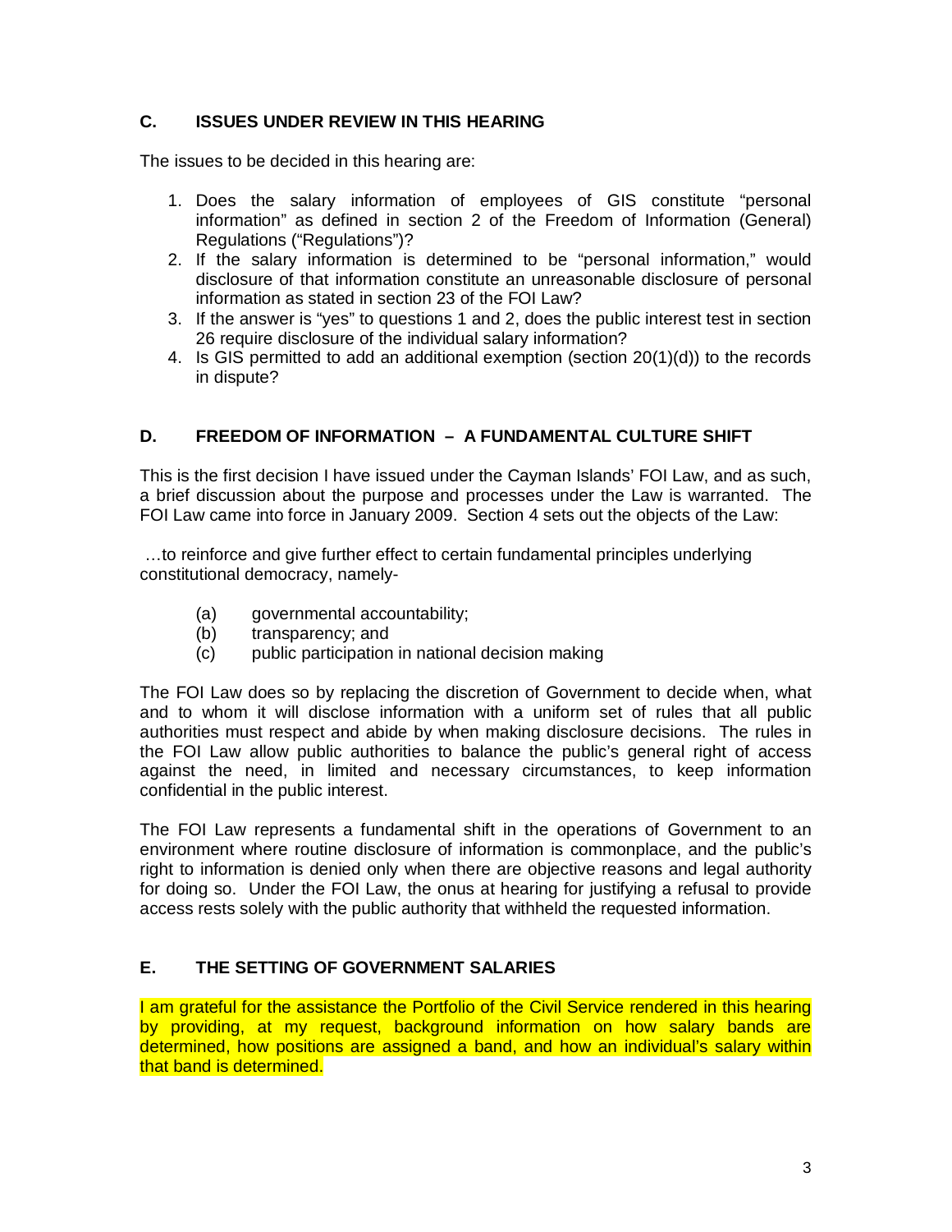## C. ISSUES UNDER REVIEW IN THIS HEARING

The issues to be decided in this hearing are:

1. Does the salary information of employees of GIS constitute "personal information" as defined in section 2 of the Freedom of Information (General) Regulations ("Regulations")?
2. If the salary information is determined to be "personal information," would disclosure of that information constitute an unreasonable disclosure of personal information as stated in section 23 of the FOI Law?
3. If the answer is "yes" to questions 1 and 2, does the public interest test in section 26 require disclosure of the individual salary information?
4. Is GIS permitted to add an additional exemption (section 20(1)(d)) to the records in dispute?

## D. FREEDOM OF INFORMATION – A FUNDAMENTAL CULTURE SHIFT

This is the first decision I have issued under the Cayman Islands' FOI Law, and as such, a brief discussion about the purpose and processes under the Law is warranted. The FOI Law came into force in January 2009. Section 4 sets out the objects of the Law:

…to reinforce and give further effect to certain fundamental principles underlying constitutional democracy, namely-

(a) governmental accountability;
(b) transparency; and
(c) public participation in national decision making

The FOI Law does so by replacing the discretion of Government to decide when, what and to whom it will disclose information with a uniform set of rules that all public authorities must respect and abide by when making disclosure decisions. The rules in the FOI Law allow public authorities to balance the public's general right of access against the need, in limited and necessary circumstances, to keep information confidential in the public interest.

The FOI Law represents a fundamental shift in the operations of Government to an environment where routine disclosure of information is commonplace, and the public's right to information is denied only when there are objective reasons and legal authority for doing so. Under the FOI Law, the onus at hearing for justifying a refusal to provide access rests solely with the public authority that withheld the requested information.

## E. THE SETTING OF GOVERNMENT SALARIES

I am grateful for the assistance the Portfolio of the Civil Service rendered in this hearing by providing, at my request, background information on how salary bands are determined, how positions are assigned a band, and how an individual's salary within that band is determined.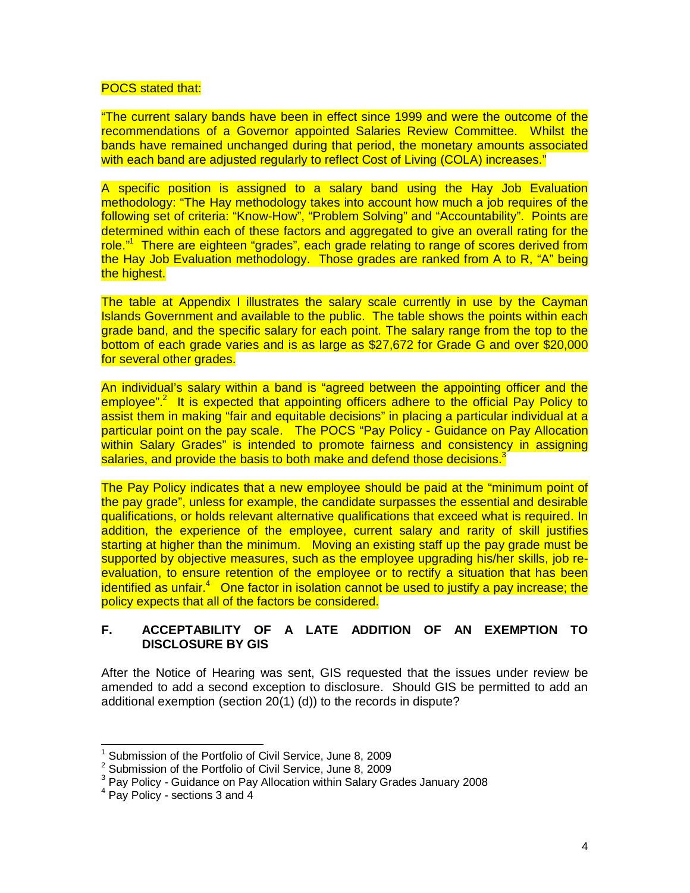POCS stated that:

"The current salary bands have been in effect since 1999 and were the outcome of the recommendations of a Governor appointed Salaries Review Committee. Whilst the bands have remained unchanged during that period, the monetary amounts associated with each band are adjusted regularly to reflect Cost of Living (COLA) increases."

A specific position is assigned to a salary band using the Hay Job Evaluation methodology: "The Hay methodology takes into account how much a job requires of the following set of criteria: "Know-How", "Problem Solving" and "Accountability". Points are determined within each of these factors and aggregated to give an overall rating for the role."[1] There are eighteen "grades", each grade relating to range of scores derived from the Hay Job Evaluation methodology. Those grades are ranked from A to R, "A" being the highest.

The table at Appendix I illustrates the salary scale currently in use by the Cayman Islands Government and available to the public. The table shows the points within each grade band, and the specific salary for each point. The salary range from the top to the bottom of each grade varies and is as large as $27,672 for Grade G and over $20,000 for several other grades.

An individual's salary within a band is "agreed between the appointing officer and the employee".[2] It is expected that appointing officers adhere to the official Pay Policy to assist them in making "fair and equitable decisions" in placing a particular individual at a particular point on the pay scale. The POCS "Pay Policy - Guidance on Pay Allocation within Salary Grades" is intended to promote fairness and consistency in assigning salaries, and provide the basis to both make and defend those decisions.[3]

The Pay Policy indicates that a new employee should be paid at the "minimum point of the pay grade", unless for example, the candidate surpasses the essential and desirable qualifications, or holds relevant alternative qualifications that exceed what is required. In addition, the experience of the employee, current salary and rarity of skill justifies starting at higher than the minimum. Moving an existing staff up the pay grade must be supported by objective measures, such as the employee upgrading his/her skills, job re-evaluation, to ensure retention of the employee or to rectify a situation that has been identified as unfair.[4] One factor in isolation cannot be used to justify a pay increase; the policy expects that all of the factors be considered.

## F. ACCEPTABILITY OF A LATE ADDITION OF AN EXEMPTION TO DISCLOSURE BY GIS

After the Notice of Hearing was sent, GIS requested that the issues under review be amended to add a second exception to disclosure. Should GIS be permitted to add an additional exemption (section 20(1) (d)) to the records in dispute?

---

[1] Submission of the Portfolio of Civil Service, June 8, 2009

[2] Submission of the Portfolio of Civil Service, June 8, 2009

[3] Pay Policy - Guidance on Pay Allocation within Salary Grades January 2008

[4] Pay Policy - sections 3 and 4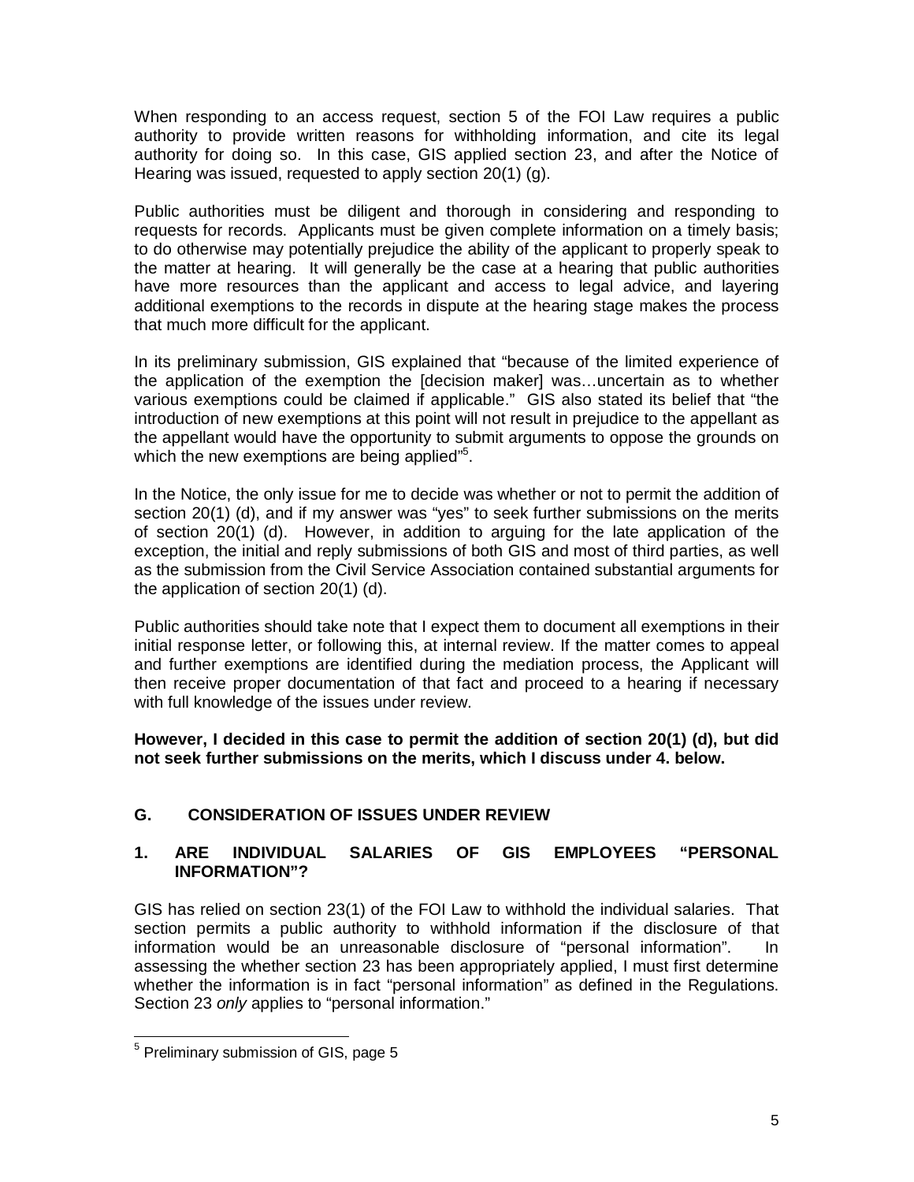When responding to an access request, section 5 of the FOI Law requires a public authority to provide written reasons for withholding information, and cite its legal authority for doing so. In this case, GIS applied section 23, and after the Notice of Hearing was issued, requested to apply section 20(1) (g).

Public authorities must be diligent and thorough in considering and responding to requests for records. Applicants must be given complete information on a timely basis; to do otherwise may potentially prejudice the ability of the applicant to properly speak to the matter at hearing. It will generally be the case at a hearing that public authorities have more resources than the applicant and access to legal advice, and layering additional exemptions to the records in dispute at the hearing stage makes the process that much more difficult for the applicant.

In its preliminary submission, GIS explained that "because of the limited experience of the application of the exemption the [decision maker] was…uncertain as to whether various exemptions could be claimed if applicable." GIS also stated its belief that "the introduction of new exemptions at this point will not result in prejudice to the appellant as the appellant would have the opportunity to submit arguments to oppose the grounds on which the new exemptions are being applied"[5].

In the Notice, the only issue for me to decide was whether or not to permit the addition of section 20(1) (d), and if my answer was "yes" to seek further submissions on the merits of section 20(1) (d). However, in addition to arguing for the late application of the exception, the initial and reply submissions of both GIS and most of third parties, as well as the submission from the Civil Service Association contained substantial arguments for the application of section 20(1) (d).

Public authorities should take note that I expect them to document all exemptions in their initial response letter, or following this, at internal review. If the matter comes to appeal and further exemptions are identified during the mediation process, the Applicant will then receive proper documentation of that fact and proceed to a hearing if necessary with full knowledge of the issues under review.

**However, I decided in this case to permit the addition of section 20(1) (d), but did not seek further submissions on the merits, which I discuss under 4. below.**

## G. CONSIDERATION OF ISSUES UNDER REVIEW

### 1. ARE INDIVIDUAL SALARIES OF GIS EMPLOYEES "PERSONAL INFORMATION"?

GIS has relied on section 23(1) of the FOI Law to withhold the individual salaries. That section permits a public authority to withhold information if the disclosure of that information would be an unreasonable disclosure of "personal information". In assessing the whether section 23 has been appropriately applied, I must first determine whether the information is in fact "personal information" as defined in the Regulations. Section 23 *only* applies to "personal information."

[5] Preliminary submission of GIS, page 5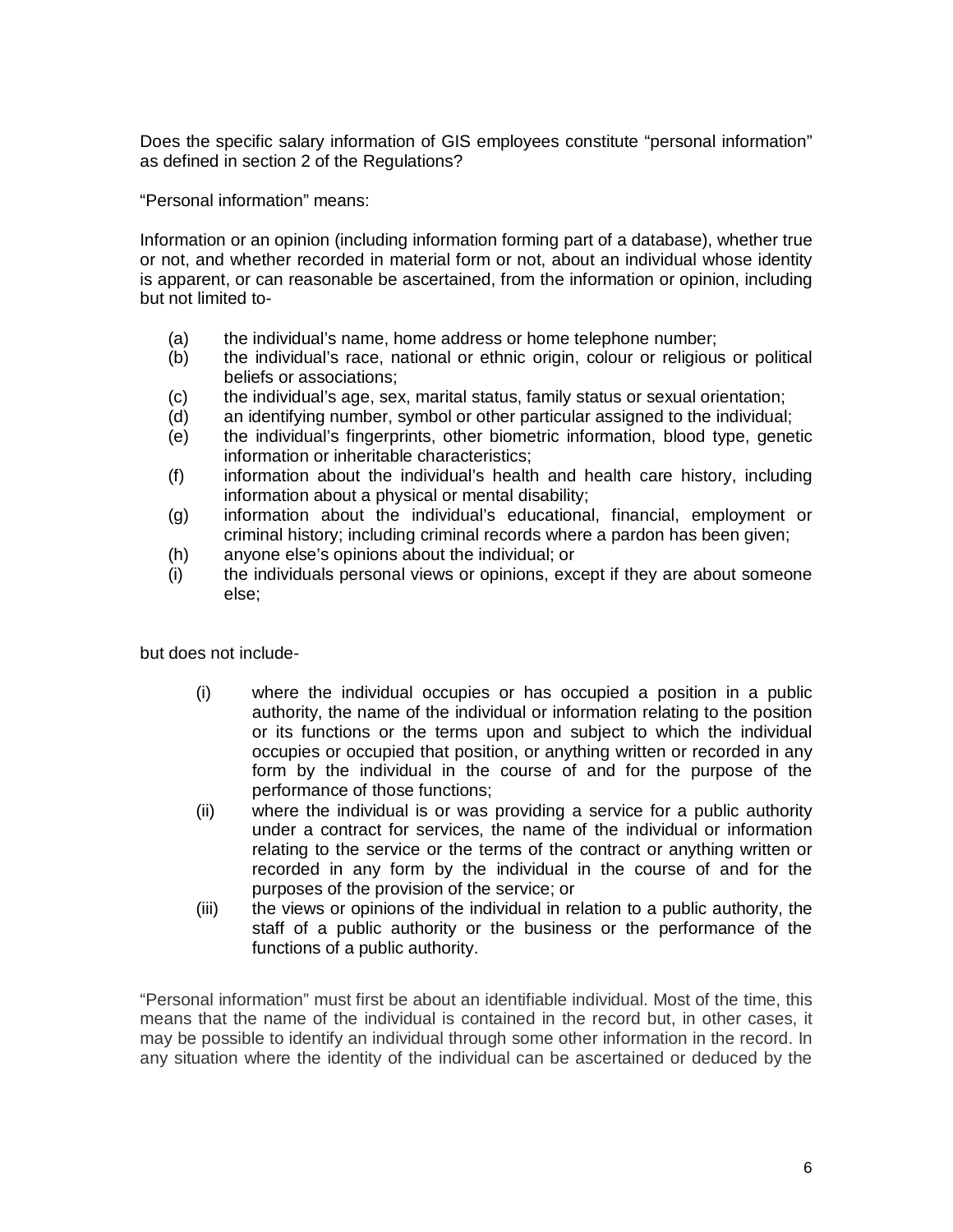Does the specific salary information of GIS employees constitute "personal information" as defined in section 2 of the Regulations?

"Personal information" means:

Information or an opinion (including information forming part of a database), whether true or not, and whether recorded in material form or not, about an individual whose identity is apparent, or can reasonable be ascertained, from the information or opinion, including but not limited to-

(a) the individual's name, home address or home telephone number;
(b) the individual's race, national or ethnic origin, colour or religious or political beliefs or associations;
(c) the individual's age, sex, marital status, family status or sexual orientation;
(d) an identifying number, symbol or other particular assigned to the individual;
(e) the individual's fingerprints, other biometric information, blood type, genetic information or inheritable characteristics;
(f) information about the individual's health and health care history, including information about a physical or mental disability;
(g) information about the individual's educational, financial, employment or criminal history; including criminal records where a pardon has been given;
(h) anyone else's opinions about the individual; or
(i) the individuals personal views or opinions, except if they are about someone else;

but does not include-

(i) where the individual occupies or has occupied a position in a public authority, the name of the individual or information relating to the position or its functions or the terms upon and subject to which the individual occupies or occupied that position, or anything written or recorded in any form by the individual in the course of and for the purpose of the performance of those functions;
(ii) where the individual is or was providing a service for a public authority under a contract for services, the name of the individual or information relating to the service or the terms of the contract or anything written or recorded in any form by the individual in the course of and for the purposes of the provision of the service; or
(iii) the views or opinions of the individual in relation to a public authority, the staff of a public authority or the business or the performance of the functions of a public authority.

"Personal information" must first be about an identifiable individual. Most of the time, this means that the name of the individual is contained in the record but, in other cases, it may be possible to identify an individual through some other information in the record. In any situation where the identity of the individual can be ascertained or deduced by the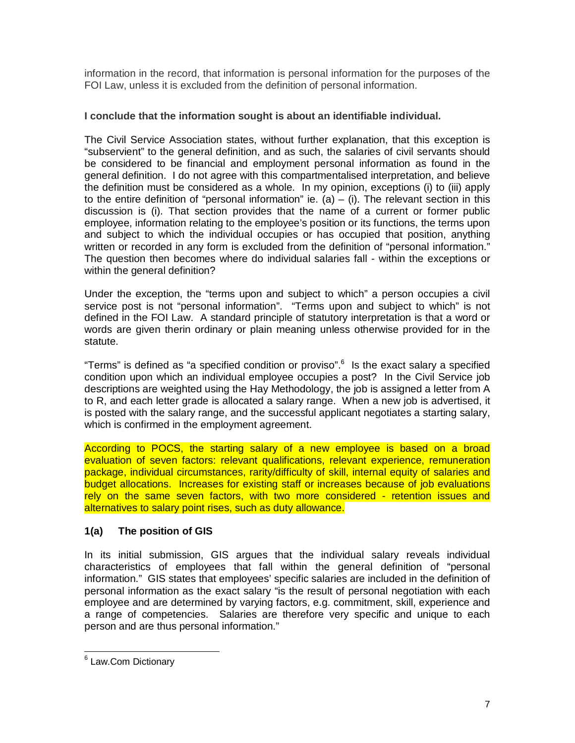information in the record, that information is personal information for the purposes of the FOI Law, unless it is excluded from the definition of personal information.

**I conclude that the information sought is about an identifiable individual.**

The Civil Service Association states, without further explanation, that this exception is "subservient" to the general definition, and as such, the salaries of civil servants should be considered to be financial and employment personal information as found in the general definition. I do not agree with this compartmentalised interpretation, and believe the definition must be considered as a whole. In my opinion, exceptions (i) to (iii) apply to the entire definition of "personal information" ie. (a) – (i). The relevant section in this discussion is (i). That section provides that the name of a current or former public employee, information relating to the employee's position or its functions, the terms upon and subject to which the individual occupies or has occupied that position, anything written or recorded in any form is excluded from the definition of "personal information." The question then becomes where do individual salaries fall - within the exceptions or within the general definition?

Under the exception, the "terms upon and subject to which" a person occupies a civil service post is not "personal information". "Terms upon and subject to which" is not defined in the FOI Law. A standard principle of statutory interpretation is that a word or words are given therin ordinary or plain meaning unless otherwise provided for in the statute.

"Terms" is defined as "a specified condition or proviso".[6] Is the exact salary a specified condition upon which an individual employee occupies a post? In the Civil Service job descriptions are weighted using the Hay Methodology, the job is assigned a letter from A to R, and each letter grade is allocated a salary range. When a new job is advertised, it is posted with the salary range, and the successful applicant negotiates a starting salary, which is confirmed in the employment agreement.

According to POCS, the starting salary of a new employee is based on a broad evaluation of seven factors: relevant qualifications, relevant experience, remuneration package, individual circumstances, rarity/difficulty of skill, internal equity of salaries and budget allocations. Increases for existing staff or increases because of job evaluations rely on the same seven factors, with two more considered - retention issues and alternatives to salary point rises, such as duty allowance.

### 1(a) The position of GIS

In its initial submission, GIS argues that the individual salary reveals individual characteristics of employees that fall within the general definition of "personal information." GIS states that employees' specific salaries are included in the definition of personal information as the exact salary "is the result of personal negotiation with each employee and are determined by varying factors, e.g. commitment, skill, experience and a range of competencies. Salaries are therefore very specific and unique to each person and are thus personal information."

---

[6] Law.Com Dictionary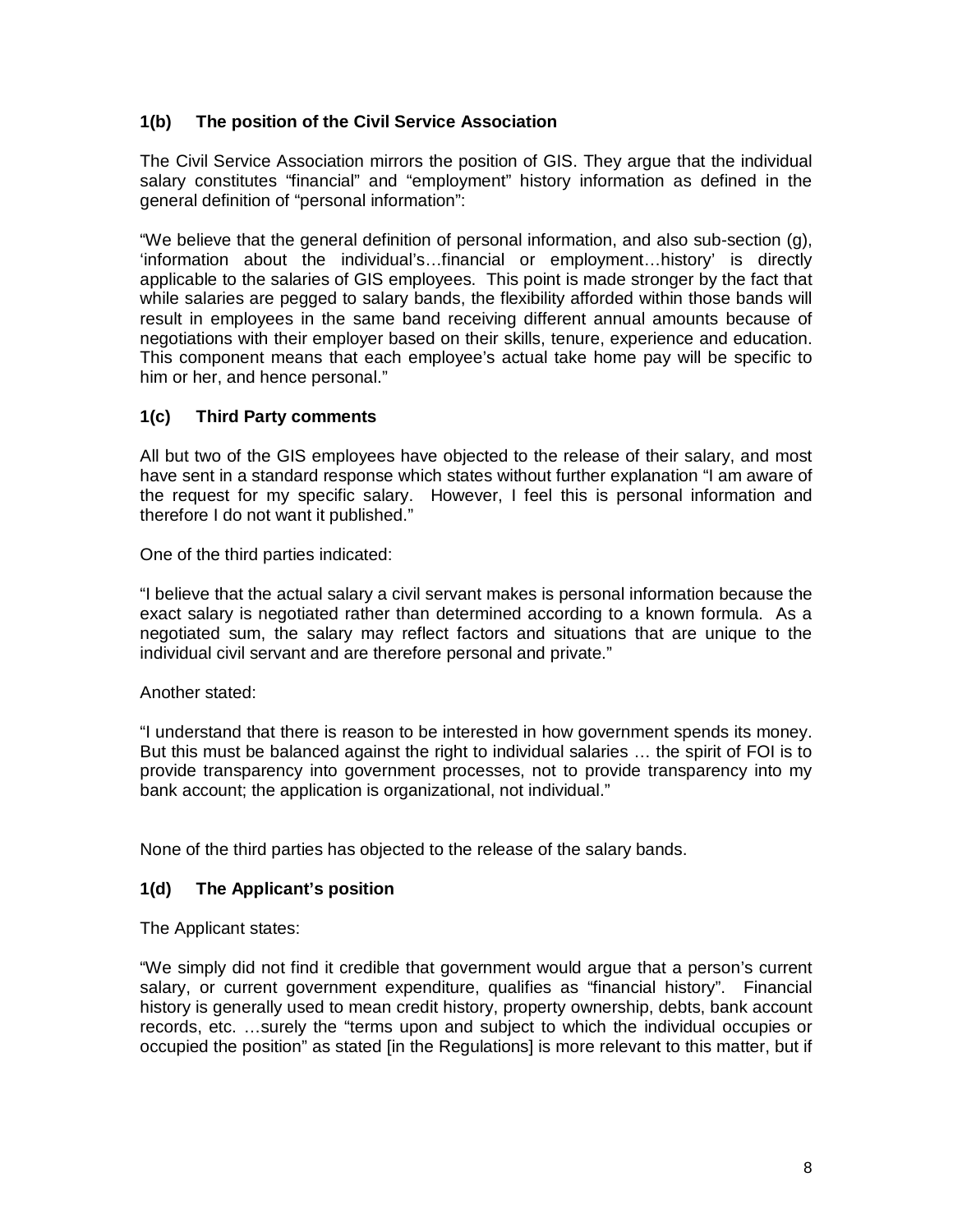### 1(b) The position of the Civil Service Association

The Civil Service Association mirrors the position of GIS. They argue that the individual salary constitutes "financial" and "employment" history information as defined in the general definition of "personal information":

"We believe that the general definition of personal information, and also sub-section (g), 'information about the individual's…financial or employment…history' is directly applicable to the salaries of GIS employees. This point is made stronger by the fact that while salaries are pegged to salary bands, the flexibility afforded within those bands will result in employees in the same band receiving different annual amounts because of negotiations with their employer based on their skills, tenure, experience and education. This component means that each employee's actual take home pay will be specific to him or her, and hence personal."

### 1(c) Third Party comments

All but two of the GIS employees have objected to the release of their salary, and most have sent in a standard response which states without further explanation "I am aware of the request for my specific salary. However, I feel this is personal information and therefore I do not want it published."

One of the third parties indicated:

"I believe that the actual salary a civil servant makes is personal information because the exact salary is negotiated rather than determined according to a known formula. As a negotiated sum, the salary may reflect factors and situations that are unique to the individual civil servant and are therefore personal and private."

Another stated:

"I understand that there is reason to be interested in how government spends its money. But this must be balanced against the right to individual salaries … the spirit of FOI is to provide transparency into government processes, not to provide transparency into my bank account; the application is organizational, not individual."

None of the third parties has objected to the release of the salary bands.

### 1(d) The Applicant's position

The Applicant states:

"We simply did not find it credible that government would argue that a person's current salary, or current government expenditure, qualifies as "financial history". Financial history is generally used to mean credit history, property ownership, debts, bank account records, etc. …surely the "terms upon and subject to which the individual occupies or occupied the position" as stated [in the Regulations] is more relevant to this matter, but if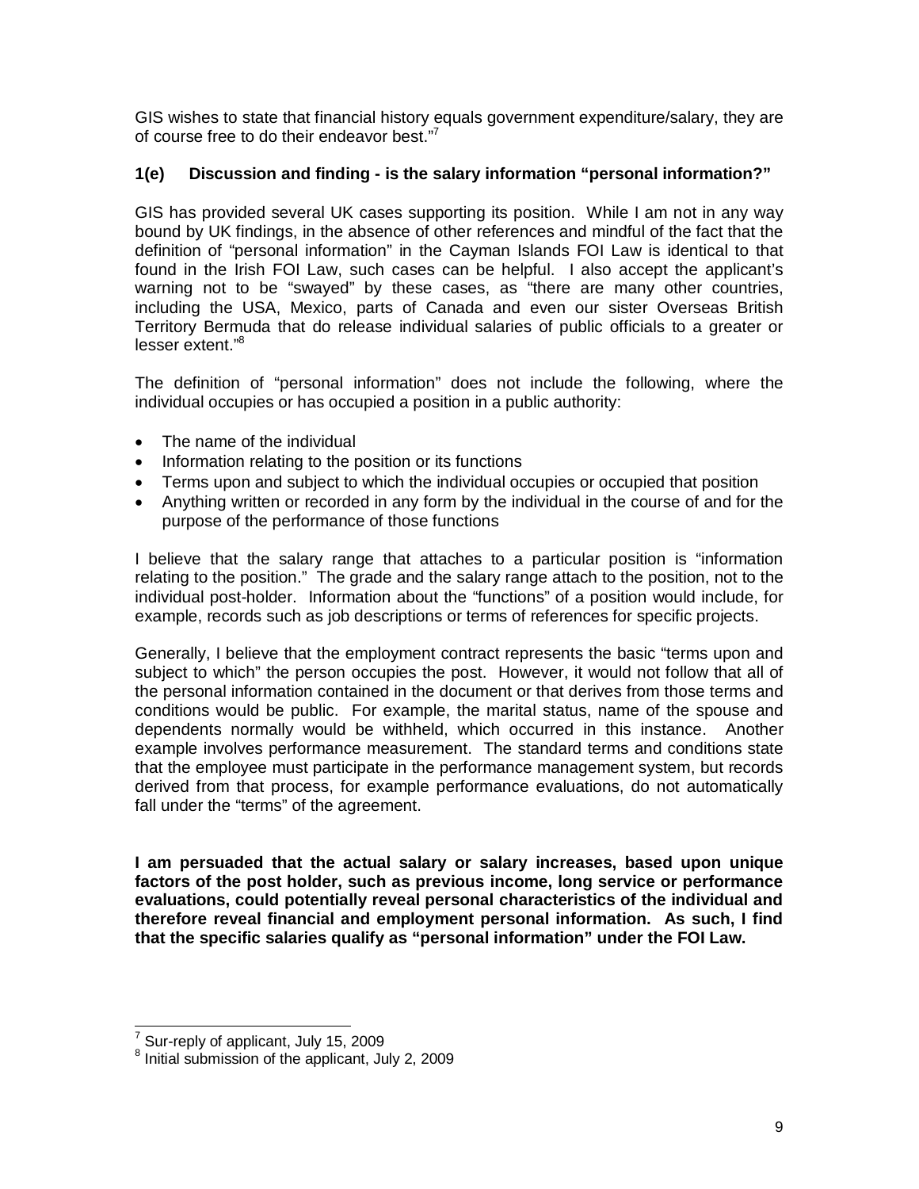GIS wishes to state that financial history equals government expenditure/salary, they are of course free to do their endeavor best."[7]

### 1(e) Discussion and finding - is the salary information "personal information?"

GIS has provided several UK cases supporting its position. While I am not in any way bound by UK findings, in the absence of other references and mindful of the fact that the definition of "personal information" in the Cayman Islands FOI Law is identical to that found in the Irish FOI Law, such cases can be helpful. I also accept the applicant's warning not to be "swayed" by these cases, as "there are many other countries, including the USA, Mexico, parts of Canada and even our sister Overseas British Territory Bermuda that do release individual salaries of public officials to a greater or lesser extent."[8]

The definition of "personal information" does not include the following, where the individual occupies or has occupied a position in a public authority:

- The name of the individual
- Information relating to the position or its functions
- Terms upon and subject to which the individual occupies or occupied that position
- Anything written or recorded in any form by the individual in the course of and for the purpose of the performance of those functions

I believe that the salary range that attaches to a particular position is "information relating to the position." The grade and the salary range attach to the position, not to the individual post-holder. Information about the "functions" of a position would include, for example, records such as job descriptions or terms of references for specific projects.

Generally, I believe that the employment contract represents the basic "terms upon and subject to which" the person occupies the post. However, it would not follow that all of the personal information contained in the document or that derives from those terms and conditions would be public. For example, the marital status, name of the spouse and dependents normally would be withheld, which occurred in this instance. Another example involves performance measurement. The standard terms and conditions state that the employee must participate in the performance management system, but records derived from that process, for example performance evaluations, do not automatically fall under the "terms" of the agreement.

**I am persuaded that the actual salary or salary increases, based upon unique factors of the post holder, such as previous income, long service or performance evaluations, could potentially reveal personal characteristics of the individual and therefore reveal financial and employment personal information. As such, I find that the specific salaries qualify as "personal information" under the FOI Law.**

[7] Sur-reply of applicant, July 15, 2009

[8] Initial submission of the applicant, July 2, 2009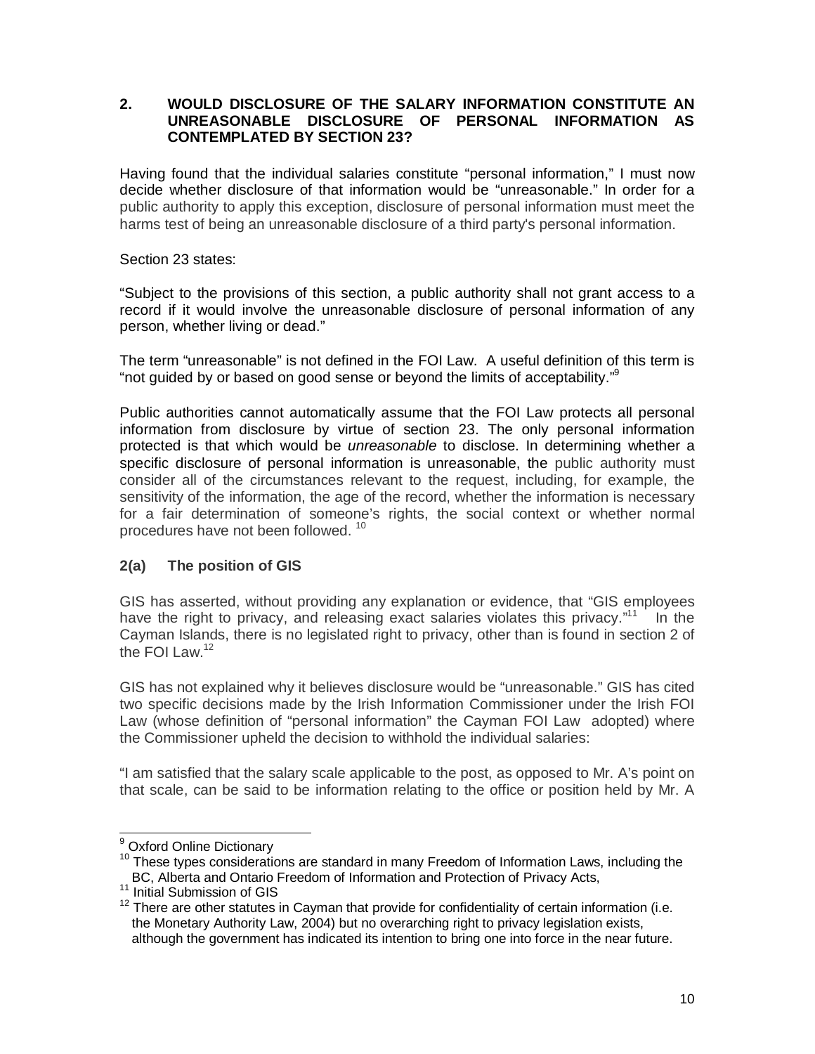## 2. WOULD DISCLOSURE OF THE SALARY INFORMATION CONSTITUTE AN UNREASONABLE DISCLOSURE OF PERSONAL INFORMATION AS CONTEMPLATED BY SECTION 23?

Having found that the individual salaries constitute "personal information," I must now decide whether disclosure of that information would be "unreasonable." In order for a public authority to apply this exception, disclosure of personal information must meet the harms test of being an unreasonable disclosure of a third party's personal information.

Section 23 states:

"Subject to the provisions of this section, a public authority shall not grant access to a record if it would involve the unreasonable disclosure of personal information of any person, whether living or dead."

The term "unreasonable" is not defined in the FOI Law. A useful definition of this term is "not guided by or based on good sense or beyond the limits of acceptability."[9]

Public authorities cannot automatically assume that the FOI Law protects all personal information from disclosure by virtue of section 23. The only personal information protected is that which would be *unreasonable* to disclose. In determining whether a specific disclosure of personal information is unreasonable, the public authority must consider all of the circumstances relevant to the request, including, for example, the sensitivity of the information, the age of the record, whether the information is necessary for a fair determination of someone's rights, the social context or whether normal procedures have not been followed. [10]

### 2(a) The position of GIS

GIS has asserted, without providing any explanation or evidence, that "GIS employees have the right to privacy, and releasing exact salaries violates this privacy."[11] In the Cayman Islands, there is no legislated right to privacy, other than is found in section 2 of the FOI Law.[12]

GIS has not explained why it believes disclosure would be "unreasonable." GIS has cited two specific decisions made by the Irish Information Commissioner under the Irish FOI Law (whose definition of "personal information" the Cayman FOI Law adopted) where the Commissioner upheld the decision to withhold the individual salaries:

"I am satisfied that the salary scale applicable to the post, as opposed to Mr. A's point on that scale, can be said to be information relating to the office or position held by Mr. A

---

[9] Oxford Online Dictionary

[10] These types considerations are standard in many Freedom of Information Laws, including the BC, Alberta and Ontario Freedom of Information and Protection of Privacy Acts,

[11] Initial Submission of GIS

[12] There are other statutes in Cayman that provide for confidentiality of certain information (i.e. the Monetary Authority Law, 2004) but no overarching right to privacy legislation exists, although the government has indicated its intention to bring one into force in the near future.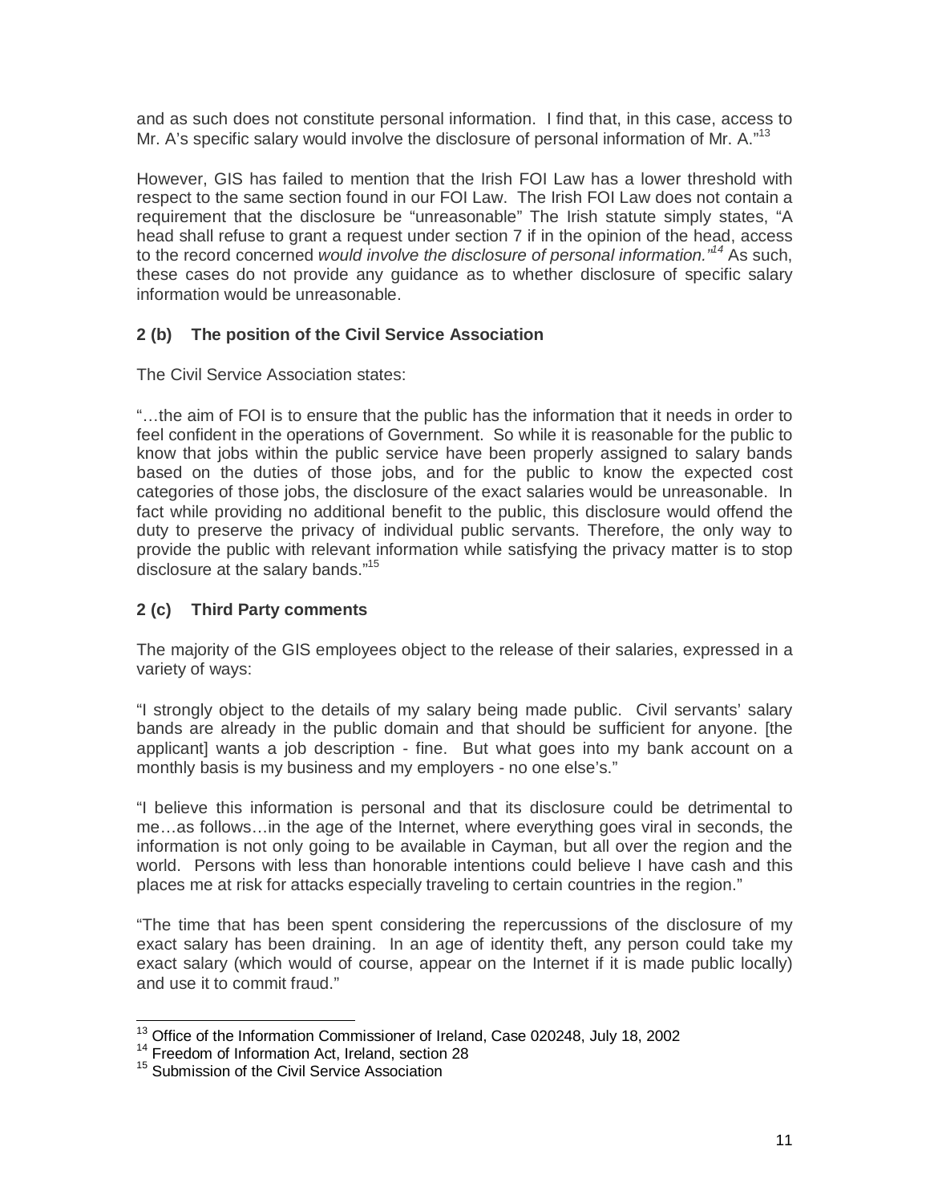and as such does not constitute personal information. I find that, in this case, access to Mr. A's specific salary would involve the disclosure of personal information of Mr. A."[13]

However, GIS has failed to mention that the Irish FOI Law has a lower threshold with respect to the same section found in our FOI Law. The Irish FOI Law does not contain a requirement that the disclosure be "unreasonable" The Irish statute simply states, "A head shall refuse to grant a request under section 7 if in the opinion of the head, access to the record concerned *would involve the disclosure of personal information.*"[14] As such, these cases do not provide any guidance as to whether disclosure of specific salary information would be unreasonable.

### 2 (b) The position of the Civil Service Association

The Civil Service Association states:

"…the aim of FOI is to ensure that the public has the information that it needs in order to feel confident in the operations of Government. So while it is reasonable for the public to know that jobs within the public service have been properly assigned to salary bands based on the duties of those jobs, and for the public to know the expected cost categories of those jobs, the disclosure of the exact salaries would be unreasonable. In fact while providing no additional benefit to the public, this disclosure would offend the duty to preserve the privacy of individual public servants. Therefore, the only way to provide the public with relevant information while satisfying the privacy matter is to stop disclosure at the salary bands."[15]

### 2 (c) Third Party comments

The majority of the GIS employees object to the release of their salaries, expressed in a variety of ways:

"I strongly object to the details of my salary being made public. Civil servants' salary bands are already in the public domain and that should be sufficient for anyone. [the applicant] wants a job description - fine. But what goes into my bank account on a monthly basis is my business and my employers - no one else's."

"I believe this information is personal and that its disclosure could be detrimental to me…as follows…in the age of the Internet, where everything goes viral in seconds, the information is not only going to be available in Cayman, but all over the region and the world. Persons with less than honorable intentions could believe I have cash and this places me at risk for attacks especially traveling to certain countries in the region."

"The time that has been spent considering the repercussions of the disclosure of my exact salary has been draining. In an age of identity theft, any person could take my exact salary (which would of course, appear on the Internet if it is made public locally) and use it to commit fraud."

---

[13] Office of the Information Commissioner of Ireland, Case 020248, July 18, 2002

[14] Freedom of Information Act, Ireland, section 28

[15] Submission of the Civil Service Association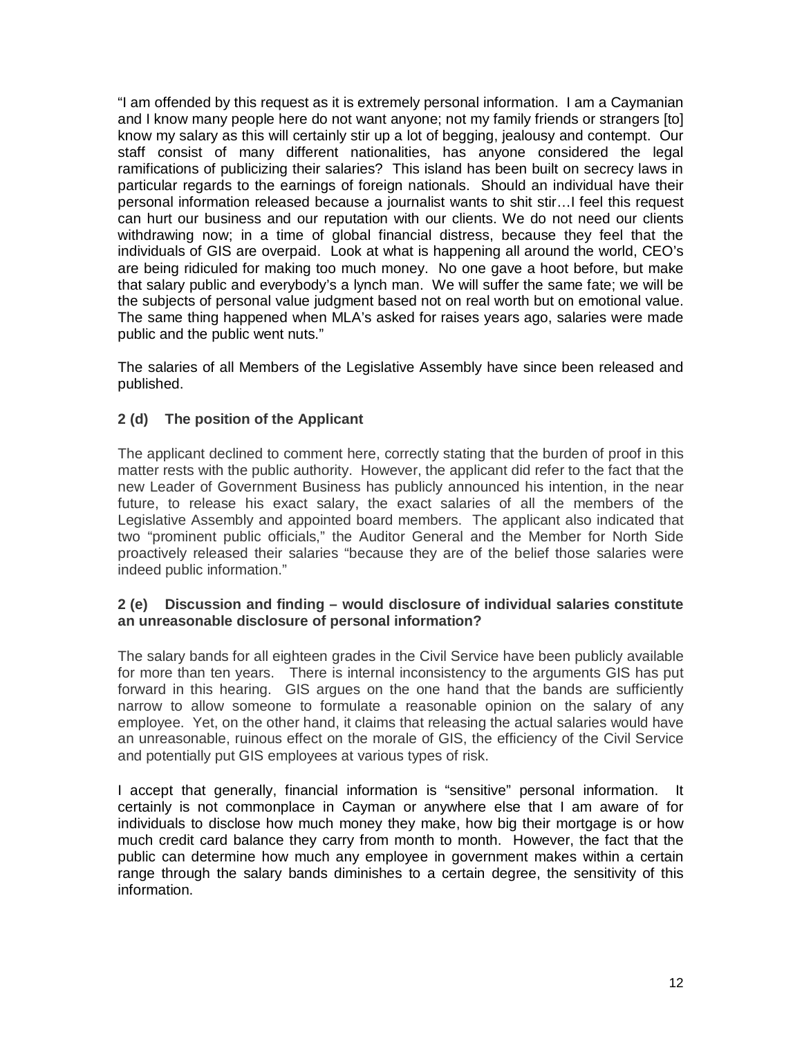"I am offended by this request as it is extremely personal information. I am a Caymanian and I know many people here do not want anyone; not my family friends or strangers [to] know my salary as this will certainly stir up a lot of begging, jealousy and contempt. Our staff consist of many different nationalities, has anyone considered the legal ramifications of publicizing their salaries? This island has been built on secrecy laws in particular regards to the earnings of foreign nationals. Should an individual have their personal information released because a journalist wants to shit stir…I feel this request can hurt our business and our reputation with our clients. We do not need our clients withdrawing now; in a time of global financial distress, because they feel that the individuals of GIS are overpaid. Look at what is happening all around the world, CEO's are being ridiculed for making too much money. No one gave a hoot before, but make that salary public and everybody's a lynch man. We will suffer the same fate; we will be the subjects of personal value judgment based not on real worth but on emotional value. The same thing happened when MLA's asked for raises years ago, salaries were made public and the public went nuts."

The salaries of all Members of the Legislative Assembly have since been released and published.

### 2 (d) The position of the Applicant

The applicant declined to comment here, correctly stating that the burden of proof in this matter rests with the public authority. However, the applicant did refer to the fact that the new Leader of Government Business has publicly announced his intention, in the near future, to release his exact salary, the exact salaries of all the members of the Legislative Assembly and appointed board members. The applicant also indicated that two "prominent public officials," the Auditor General and the Member for North Side proactively released their salaries "because they are of the belief those salaries were indeed public information."

### 2 (e) Discussion and finding – would disclosure of individual salaries constitute an unreasonable disclosure of personal information?

The salary bands for all eighteen grades in the Civil Service have been publicly available for more than ten years. There is internal inconsistency to the arguments GIS has put forward in this hearing. GIS argues on the one hand that the bands are sufficiently narrow to allow someone to formulate a reasonable opinion on the salary of any employee. Yet, on the other hand, it claims that releasing the actual salaries would have an unreasonable, ruinous effect on the morale of GIS, the efficiency of the Civil Service and potentially put GIS employees at various types of risk.

I accept that generally, financial information is "sensitive" personal information. It certainly is not commonplace in Cayman or anywhere else that I am aware of for individuals to disclose how much money they make, how big their mortgage is or how much credit card balance they carry from month to month. However, the fact that the public can determine how much any employee in government makes within a certain range through the salary bands diminishes to a certain degree, the sensitivity of this information.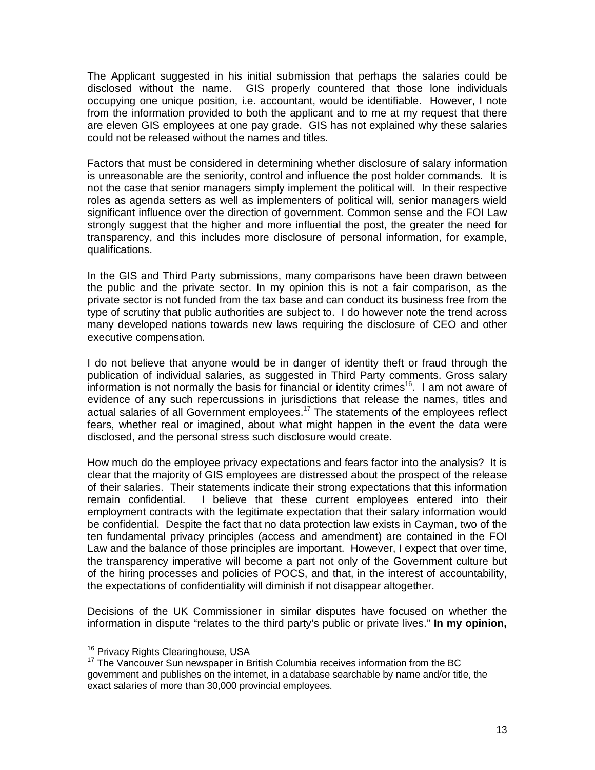The Applicant suggested in his initial submission that perhaps the salaries could be disclosed without the name. GIS properly countered that those lone individuals occupying one unique position, i.e. accountant, would be identifiable. However, I note from the information provided to both the applicant and to me at my request that there are eleven GIS employees at one pay grade. GIS has not explained why these salaries could not be released without the names and titles.

Factors that must be considered in determining whether disclosure of salary information is unreasonable are the seniority, control and influence the post holder commands. It is not the case that senior managers simply implement the political will. In their respective roles as agenda setters as well as implementers of political will, senior managers wield significant influence over the direction of government. Common sense and the FOI Law strongly suggest that the higher and more influential the post, the greater the need for transparency, and this includes more disclosure of personal information, for example, qualifications.

In the GIS and Third Party submissions, many comparisons have been drawn between the public and the private sector. In my opinion this is not a fair comparison, as the private sector is not funded from the tax base and can conduct its business free from the type of scrutiny that public authorities are subject to. I do however note the trend across many developed nations towards new laws requiring the disclosure of CEO and other executive compensation.

I do not believe that anyone would be in danger of identity theft or fraud through the publication of individual salaries, as suggested in Third Party comments. Gross salary information is not normally the basis for financial or identity crimes[16]. I am not aware of evidence of any such repercussions in jurisdictions that release the names, titles and actual salaries of all Government employees.[17] The statements of the employees reflect fears, whether real or imagined, about what might happen in the event the data were disclosed, and the personal stress such disclosure would create.

How much do the employee privacy expectations and fears factor into the analysis? It is clear that the majority of GIS employees are distressed about the prospect of the release of their salaries. Their statements indicate their strong expectations that this information remain confidential. I believe that these current employees entered into their employment contracts with the legitimate expectation that their salary information would be confidential. Despite the fact that no data protection law exists in Cayman, two of the ten fundamental privacy principles (access and amendment) are contained in the FOI Law and the balance of those principles are important. However, I expect that over time, the transparency imperative will become a part not only of the Government culture but of the hiring processes and policies of POCS, and that, in the interest of accountability, the expectations of confidentiality will diminish if not disappear altogether.

Decisions of the UK Commissioner in similar disputes have focused on whether the information in dispute "relates to the third party's public or private lives." **In my opinion,**

---

[16] Privacy Rights Clearinghouse, USA

[17] The Vancouver Sun newspaper in British Columbia receives information from the BC government and publishes on the internet, in a database searchable by name and/or title, the exact salaries of more than 30,000 provincial employees.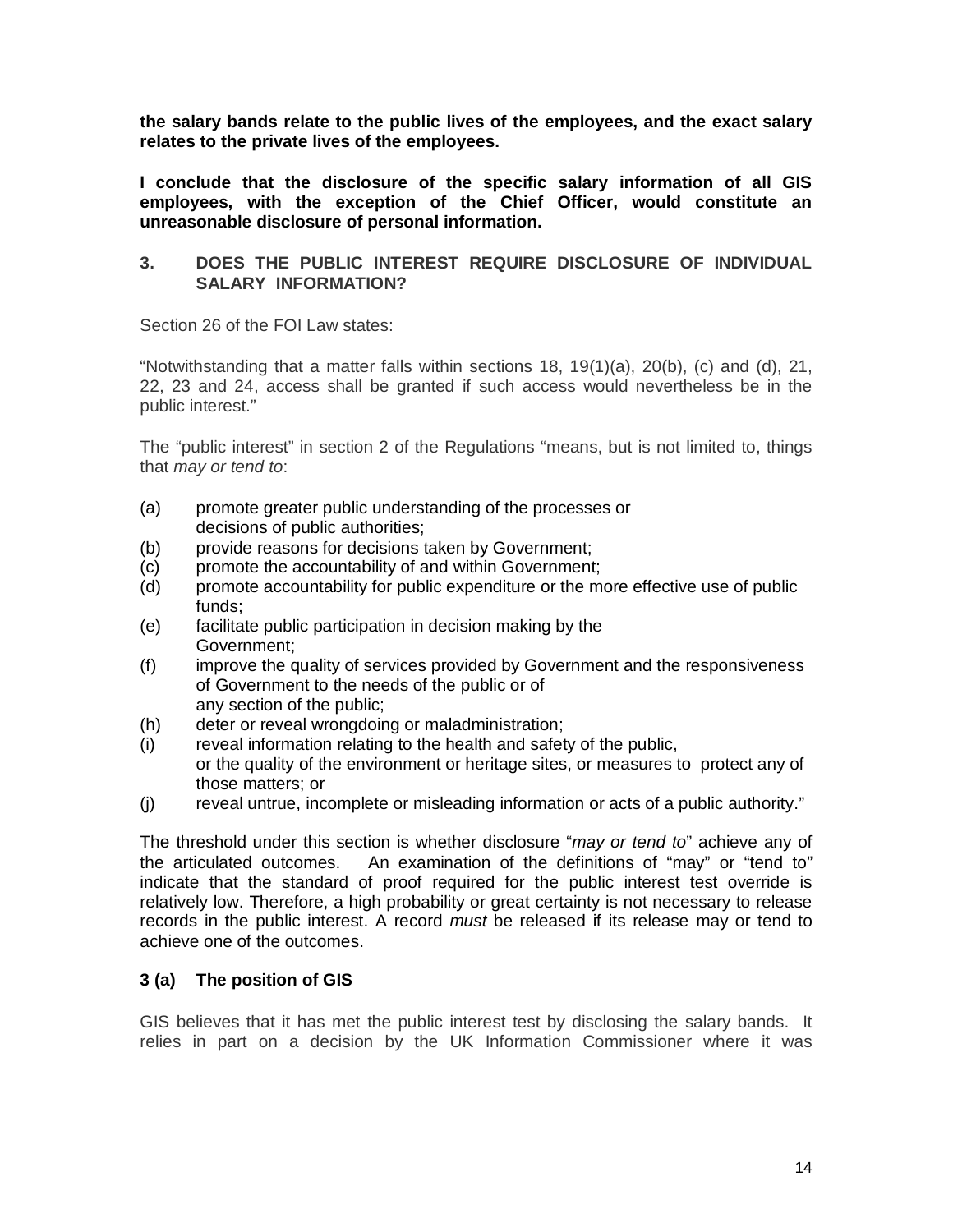**the salary bands relate to the public lives of the employees, and the exact salary relates to the private lives of the employees.**

**I conclude that the disclosure of the specific salary information of all GIS employees, with the exception of the Chief Officer, would constitute an unreasonable disclosure of personal information.**

## 3. DOES THE PUBLIC INTEREST REQUIRE DISCLOSURE OF INDIVIDUAL SALARY INFORMATION?

Section 26 of the FOI Law states:

"Notwithstanding that a matter falls within sections 18, 19(1)(a), 20(b), (c) and (d), 21, 22, 23 and 24, access shall be granted if such access would nevertheless be in the public interest."

The "public interest" in section 2 of the Regulations "means, but is not limited to, things that *may or tend to*:

(a) promote greater public understanding of the processes or decisions of public authorities;
(b) provide reasons for decisions taken by Government;
(c) promote the accountability of and within Government;
(d) promote accountability for public expenditure or the more effective use of public funds;
(e) facilitate public participation in decision making by the Government;
(f) improve the quality of services provided by Government and the responsiveness of Government to the needs of the public or of any section of the public;
(h) deter or reveal wrongdoing or maladministration;
(i) reveal information relating to the health and safety of the public, or the quality of the environment or heritage sites, or measures to protect any of those matters; or
(j) reveal untrue, incomplete or misleading information or acts of a public authority."

The threshold under this section is whether disclosure "*may or tend to*" achieve any of the articulated outcomes. An examination of the definitions of "may" or "tend to" indicate that the standard of proof required for the public interest test override is relatively low. Therefore, a high probability or great certainty is not necessary to release records in the public interest. A record *must* be released if its release may or tend to achieve one of the outcomes.

### 3 (a) The position of GIS

GIS believes that it has met the public interest test by disclosing the salary bands. It relies in part on a decision by the UK Information Commissioner where it was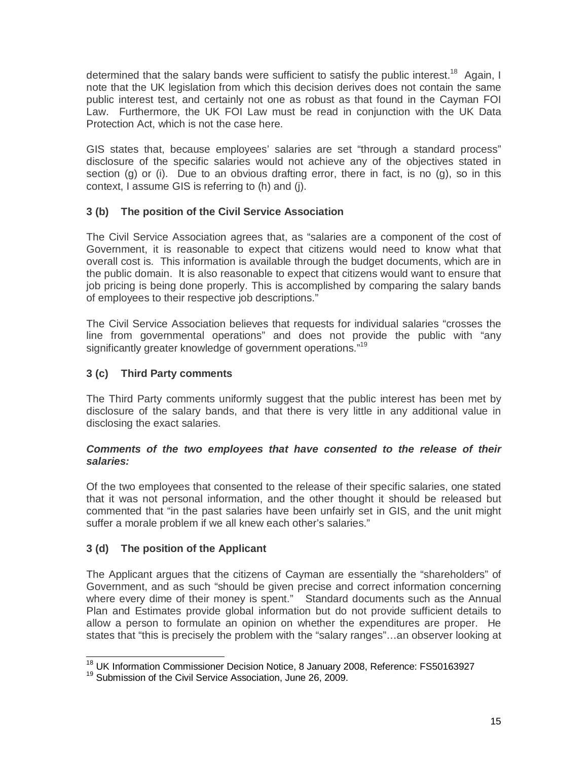determined that the salary bands were sufficient to satisfy the public interest.[18] Again, I note that the UK legislation from which this decision derives does not contain the same public interest test, and certainly not one as robust as that found in the Cayman FOI Law. Furthermore, the UK FOI Law must be read in conjunction with the UK Data Protection Act, which is not the case here.

GIS states that, because employees' salaries are set "through a standard process" disclosure of the specific salaries would not achieve any of the objectives stated in section (g) or (i). Due to an obvious drafting error, there in fact, is no (g), so in this context, I assume GIS is referring to (h) and (j).

### 3 (b) The position of the Civil Service Association

The Civil Service Association agrees that, as "salaries are a component of the cost of Government, it is reasonable to expect that citizens would need to know what that overall cost is. This information is available through the budget documents, which are in the public domain. It is also reasonable to expect that citizens would want to ensure that job pricing is being done properly. This is accomplished by comparing the salary bands of employees to their respective job descriptions."

The Civil Service Association believes that requests for individual salaries "crosses the line from governmental operations" and does not provide the public with "any significantly greater knowledge of government operations."[19]

### 3 (c) Third Party comments

The Third Party comments uniformly suggest that the public interest has been met by disclosure of the salary bands, and that there is very little in any additional value in disclosing the exact salaries.

***Comments of the two employees that have consented to the release of their salaries:***

Of the two employees that consented to the release of their specific salaries, one stated that it was not personal information, and the other thought it should be released but commented that "in the past salaries have been unfairly set in GIS, and the unit might suffer a morale problem if we all knew each other's salaries."

### 3 (d) The position of the Applicant

The Applicant argues that the citizens of Cayman are essentially the "shareholders" of Government, and as such "should be given precise and correct information concerning where every dime of their money is spent." Standard documents such as the Annual Plan and Estimates provide global information but do not provide sufficient details to allow a person to formulate an opinion on whether the expenditures are proper. He states that "this is precisely the problem with the "salary ranges"…an observer looking at

---

[18] UK Information Commissioner Decision Notice, 8 January 2008, Reference: FS50163927

[19] Submission of the Civil Service Association, June 26, 2009.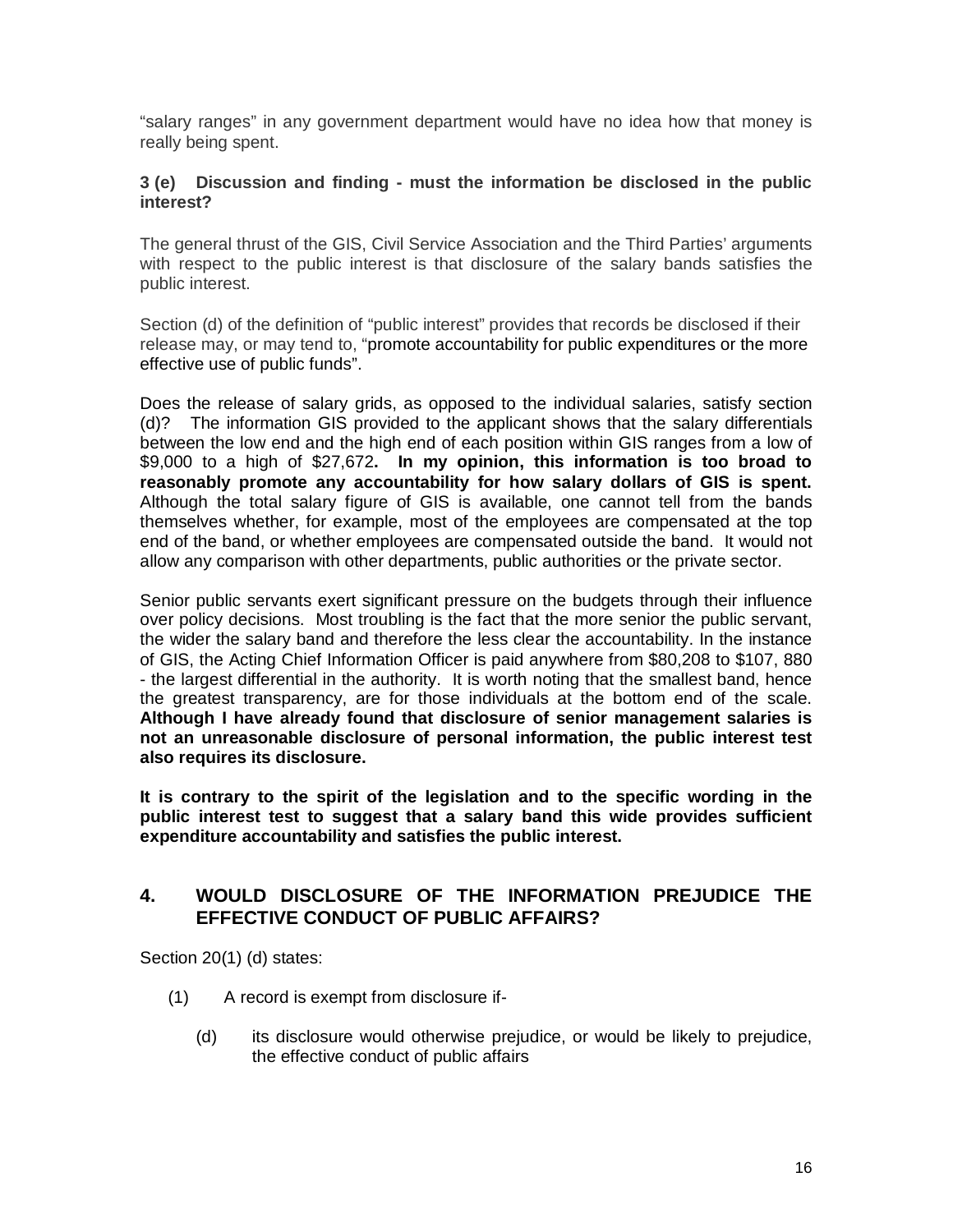"salary ranges" in any government department would have no idea how that money is really being spent.

### 3 (e) Discussion and finding - must the information be disclosed in the public interest?

The general thrust of the GIS, Civil Service Association and the Third Parties' arguments with respect to the public interest is that disclosure of the salary bands satisfies the public interest.

Section (d) of the definition of "public interest" provides that records be disclosed if their release may, or may tend to, "promote accountability for public expenditures or the more effective use of public funds".

Does the release of salary grids, as opposed to the individual salaries, satisfy section (d)? The information GIS provided to the applicant shows that the salary differentials between the low end and the high end of each position within GIS ranges from a low of \$9,000 to a high of \$27,672**. In my opinion, this information is too broad to reasonably promote any accountability for how salary dollars of GIS is spent.** Although the total salary figure of GIS is available, one cannot tell from the bands themselves whether, for example, most of the employees are compensated at the top end of the band, or whether employees are compensated outside the band. It would not allow any comparison with other departments, public authorities or the private sector.

Senior public servants exert significant pressure on the budgets through their influence over policy decisions. Most troubling is the fact that the more senior the public servant, the wider the salary band and therefore the less clear the accountability. In the instance of GIS, the Acting Chief Information Officer is paid anywhere from \$80,208 to \$107, 880 - the largest differential in the authority. It is worth noting that the smallest band, hence the greatest transparency, are for those individuals at the bottom end of the scale. **Although I have already found that disclosure of senior management salaries is not an unreasonable disclosure of personal information, the public interest test also requires its disclosure.**

**It is contrary to the spirit of the legislation and to the specific wording in the public interest test to suggest that a salary band this wide provides sufficient expenditure accountability and satisfies the public interest.**

## 4. WOULD DISCLOSURE OF THE INFORMATION PREJUDICE THE EFFECTIVE CONDUCT OF PUBLIC AFFAIRS?

Section 20(1) (d) states:

(1) A record is exempt from disclosure if-

(d) its disclosure would otherwise prejudice, or would be likely to prejudice, the effective conduct of public affairs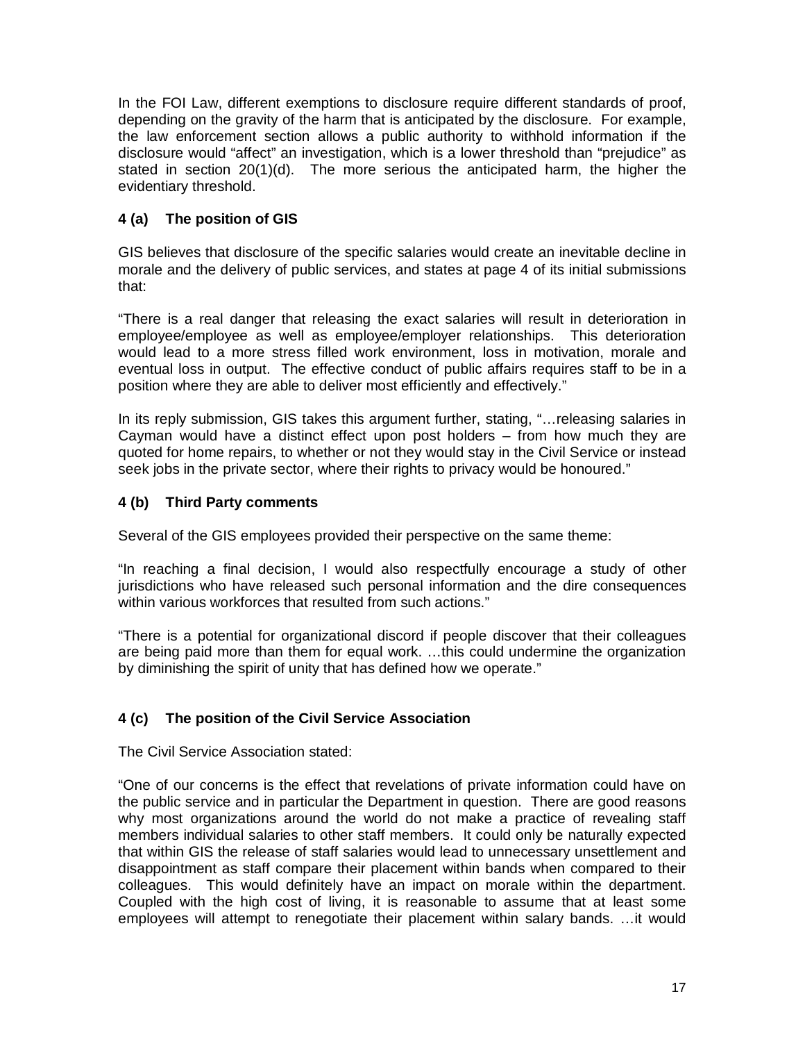In the FOI Law, different exemptions to disclosure require different standards of proof, depending on the gravity of the harm that is anticipated by the disclosure. For example, the law enforcement section allows a public authority to withhold information if the disclosure would "affect" an investigation, which is a lower threshold than "prejudice" as stated in section 20(1)(d). The more serious the anticipated harm, the higher the evidentiary threshold.

### 4 (a) The position of GIS

GIS believes that disclosure of the specific salaries would create an inevitable decline in morale and the delivery of public services, and states at page 4 of its initial submissions that:

"There is a real danger that releasing the exact salaries will result in deterioration in employee/employee as well as employee/employer relationships. This deterioration would lead to a more stress filled work environment, loss in motivation, morale and eventual loss in output. The effective conduct of public affairs requires staff to be in a position where they are able to deliver most efficiently and effectively."

In its reply submission, GIS takes this argument further, stating, "…releasing salaries in Cayman would have a distinct effect upon post holders – from how much they are quoted for home repairs, to whether or not they would stay in the Civil Service or instead seek jobs in the private sector, where their rights to privacy would be honoured."

### 4 (b) Third Party comments

Several of the GIS employees provided their perspective on the same theme:

"In reaching a final decision, I would also respectfully encourage a study of other jurisdictions who have released such personal information and the dire consequences within various workforces that resulted from such actions."

"There is a potential for organizational discord if people discover that their colleagues are being paid more than them for equal work. …this could undermine the organization by diminishing the spirit of unity that has defined how we operate."

### 4 (c) The position of the Civil Service Association

The Civil Service Association stated:

"One of our concerns is the effect that revelations of private information could have on the public service and in particular the Department in question. There are good reasons why most organizations around the world do not make a practice of revealing staff members individual salaries to other staff members. It could only be naturally expected that within GIS the release of staff salaries would lead to unnecessary unsettlement and disappointment as staff compare their placement within bands when compared to their colleagues. This would definitely have an impact on morale within the department. Coupled with the high cost of living, it is reasonable to assume that at least some employees will attempt to renegotiate their placement within salary bands. …it would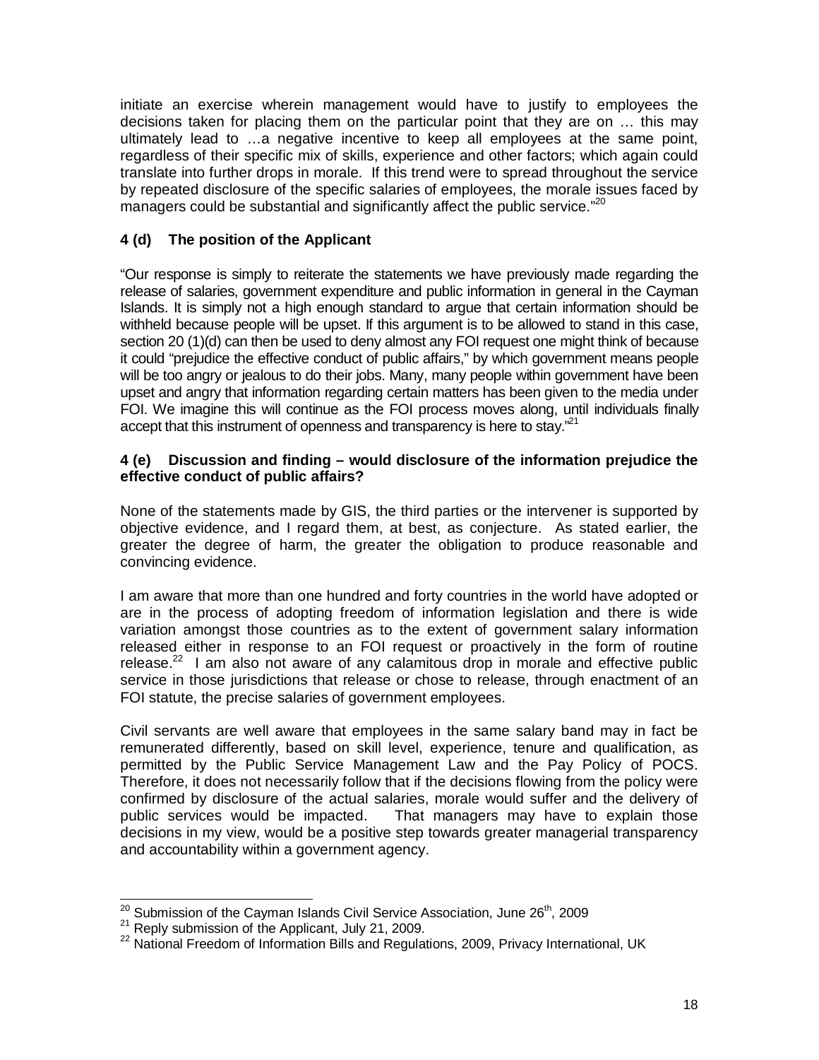initiate an exercise wherein management would have to justify to employees the decisions taken for placing them on the particular point that they are on … this may ultimately lead to …a negative incentive to keep all employees at the same point, regardless of their specific mix of skills, experience and other factors; which again could translate into further drops in morale. If this trend were to spread throughout the service by repeated disclosure of the specific salaries of employees, the morale issues faced by managers could be substantial and significantly affect the public service."[20]

### 4 (d) The position of the Applicant

"Our response is simply to reiterate the statements we have previously made regarding the release of salaries, government expenditure and public information in general in the Cayman Islands. It is simply not a high enough standard to argue that certain information should be withheld because people will be upset. If this argument is to be allowed to stand in this case, section 20 (1)(d) can then be used to deny almost any FOI request one might think of because it could "prejudice the effective conduct of public affairs," by which government means people will be too angry or jealous to do their jobs. Many, many people within government have been upset and angry that information regarding certain matters has been given to the media under FOI. We imagine this will continue as the FOI process moves along, until individuals finally accept that this instrument of openness and transparency is here to stay."[21]

### 4 (e) Discussion and finding – would disclosure of the information prejudice the effective conduct of public affairs?

None of the statements made by GIS, the third parties or the intervener is supported by objective evidence, and I regard them, at best, as conjecture. As stated earlier, the greater the degree of harm, the greater the obligation to produce reasonable and convincing evidence.

I am aware that more than one hundred and forty countries in the world have adopted or are in the process of adopting freedom of information legislation and there is wide variation amongst those countries as to the extent of government salary information released either in response to an FOI request or proactively in the form of routine release.[22] I am also not aware of any calamitous drop in morale and effective public service in those jurisdictions that release or chose to release, through enactment of an FOI statute, the precise salaries of government employees.

Civil servants are well aware that employees in the same salary band may in fact be remunerated differently, based on skill level, experience, tenure and qualification, as permitted by the Public Service Management Law and the Pay Policy of POCS. Therefore, it does not necessarily follow that if the decisions flowing from the policy were confirmed by disclosure of the actual salaries, morale would suffer and the delivery of public services would be impacted. That managers may have to explain those decisions in my view, would be a positive step towards greater managerial transparency and accountability within a government agency.

---

[20] Submission of the Cayman Islands Civil Service Association, June 26th, 2009

[21] Reply submission of the Applicant, July 21, 2009.

[22] National Freedom of Information Bills and Regulations, 2009, Privacy International, UK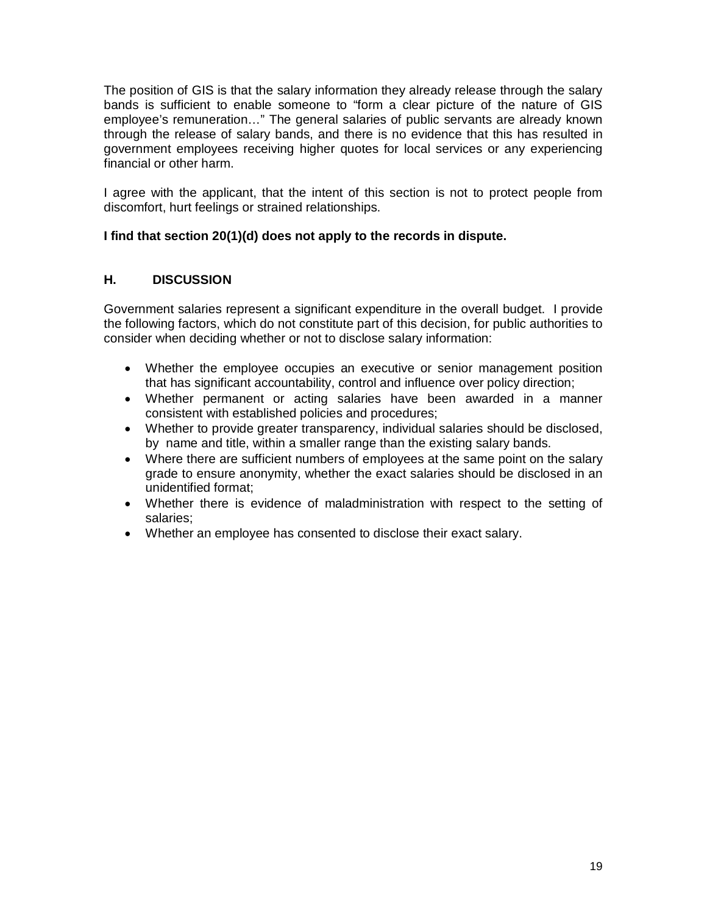The position of GIS is that the salary information they already release through the salary bands is sufficient to enable someone to "form a clear picture of the nature of GIS employee's remuneration…" The general salaries of public servants are already known through the release of salary bands, and there is no evidence that this has resulted in government employees receiving higher quotes for local services or any experiencing financial or other harm.

I agree with the applicant, that the intent of this section is not to protect people from discomfort, hurt feelings or strained relationships.

**I find that section 20(1)(d) does not apply to the records in dispute.**

## H. DISCUSSION

Government salaries represent a significant expenditure in the overall budget. I provide the following factors, which do not constitute part of this decision, for public authorities to consider when deciding whether or not to disclose salary information:

- Whether the employee occupies an executive or senior management position that has significant accountability, control and influence over policy direction;
- Whether permanent or acting salaries have been awarded in a manner consistent with established policies and procedures;
- Whether to provide greater transparency, individual salaries should be disclosed, by name and title, within a smaller range than the existing salary bands.
- Where there are sufficient numbers of employees at the same point on the salary grade to ensure anonymity, whether the exact salaries should be disclosed in an unidentified format;
- Whether there is evidence of maladministration with respect to the setting of salaries;
- Whether an employee has consented to disclose their exact salary.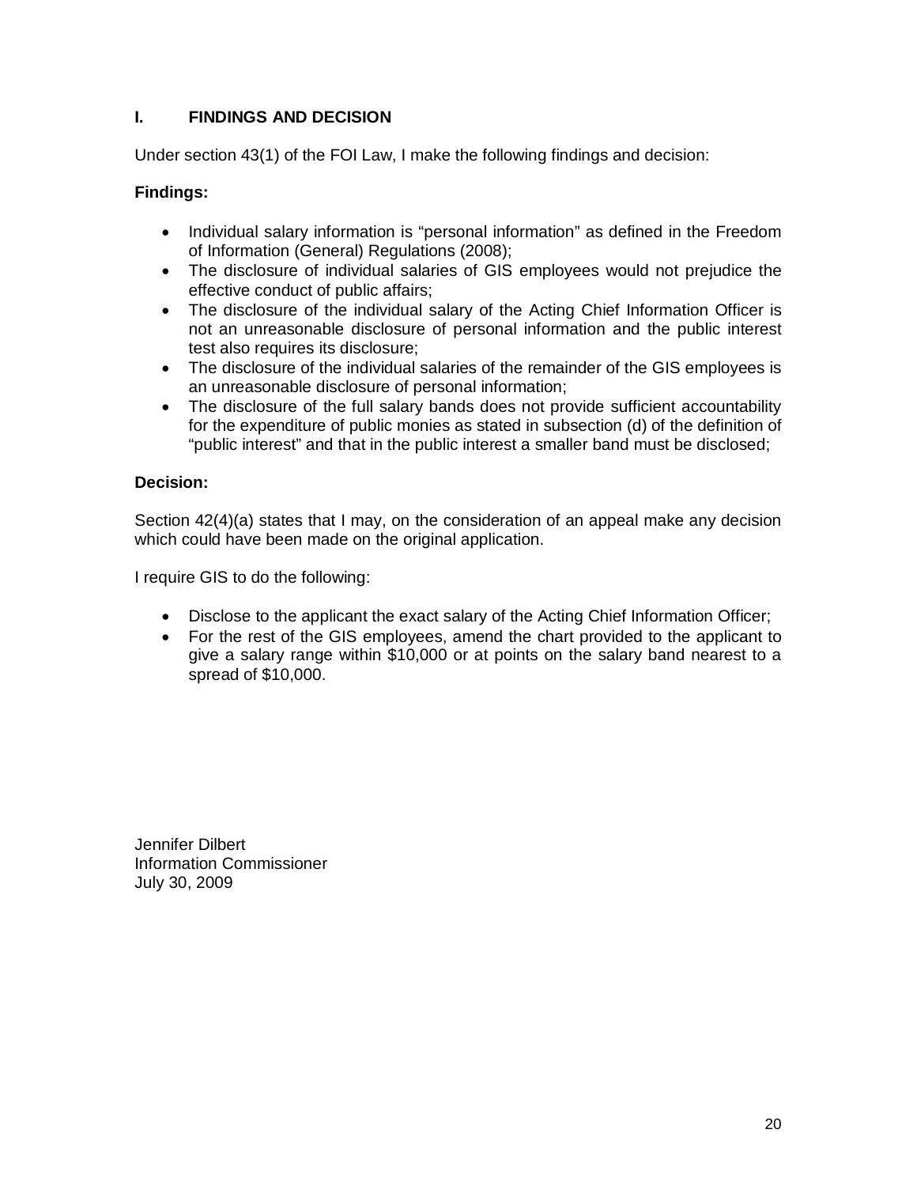## I. FINDINGS AND DECISION

Under section 43(1) of the FOI Law, I make the following findings and decision:

**Findings:**

- Individual salary information is "personal information" as defined in the Freedom of Information (General) Regulations (2008);
- The disclosure of individual salaries of GIS employees would not prejudice the effective conduct of public affairs;
- The disclosure of the individual salary of the Acting Chief Information Officer is not an unreasonable disclosure of personal information and the public interest test also requires its disclosure;
- The disclosure of the individual salaries of the remainder of the GIS employees is an unreasonable disclosure of personal information;
- The disclosure of the full salary bands does not provide sufficient accountability for the expenditure of public monies as stated in subsection (d) of the definition of "public interest" and that in the public interest a smaller band must be disclosed;

**Decision:**

Section 42(4)(a) states that I may, on the consideration of an appeal make any decision which could have been made on the original application.

I require GIS to do the following:

- Disclose to the applicant the exact salary of the Acting Chief Information Officer;
- For the rest of the GIS employees, amend the chart provided to the applicant to give a salary range within $10,000 or at points on the salary band nearest to a spread of $10,000.

Jennifer Dilbert
Information Commissioner
July 30, 2009